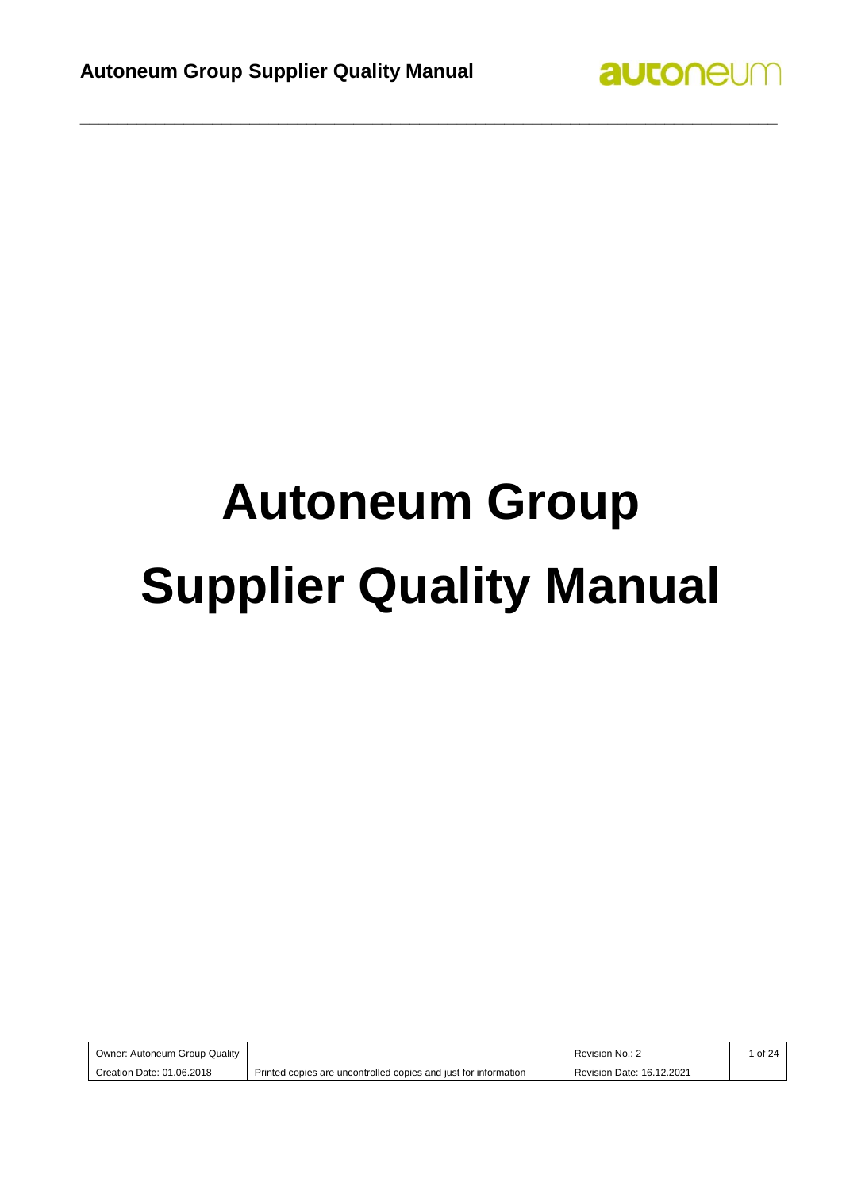# Autoneum Group Supplier Quality Manual

| Owner: Autoneum Group Quality | | Revision No.: 2 |
|---|---|---|
| Creation Date: 01.06.2018 | Printed copies are uncontrolled copies and just for information | Revision Date: 16.12.2021 |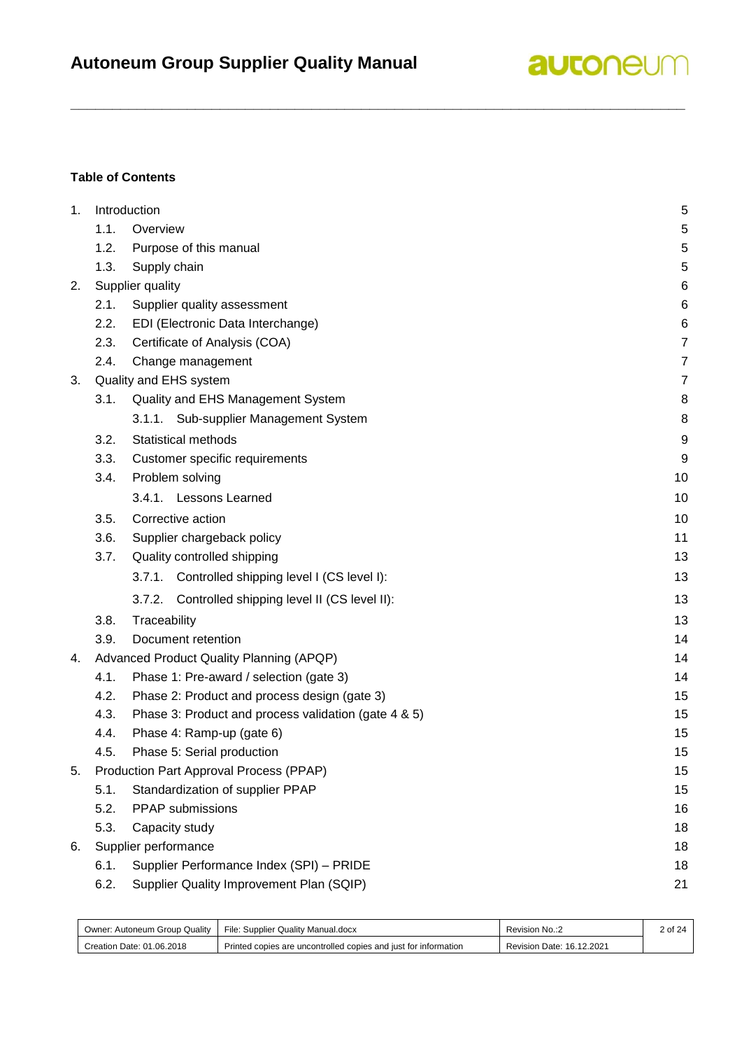**Table of Contents**

| | | |
|---|---|---|
| 1. | Introduction | 5 |
| 1.1. | Overview | 5 |
| 1.2. | Purpose of this manual | 5 |
| 1.3. | Supply chain | 5 |
| 2. | Supplier quality | 6 |
| 2.1. | Supplier quality assessment | 6 |
| 2.2. | EDI (Electronic Data Interchange) | 6 |
| 2.3. | Certificate of Analysis (COA) | 7 |
| 2.4. | Change management | 7 |
| 3. | Quality and EHS system | 7 |
| 3.1. | Quality and EHS Management System | 8 |
| 3.1.1. | Sub-supplier Management System | 8 |
| 3.2. | Statistical methods | 9 |
| 3.3. | Customer specific requirements | 9 |
| 3.4. | Problem solving | 10 |
| 3.4.1. | Lessons Learned | 10 |
| 3.5. | Corrective action | 10 |
| 3.6. | Supplier chargeback policy | 11 |
| 3.7. | Quality controlled shipping | 13 |
| 3.7.1. | Controlled shipping level I (CS level I): | 13 |
| 3.7.2. | Controlled shipping level II (CS level II): | 13 |
| 3.8. | Traceability | 13 |
| 3.9. | Document retention | 14 |
| 4. | Advanced Product Quality Planning (APQP) | 14 |
| 4.1. | Phase 1: Pre-award / selection (gate 3) | 14 |
| 4.2. | Phase 2: Product and process design (gate 3) | 15 |
| 4.3. | Phase 3: Product and process validation (gate 4 & 5) | 15 |
| 4.4. | Phase 4: Ramp-up (gate 6) | 15 |
| 4.5. | Phase 5: Serial production | 15 |
| 5. | Production Part Approval Process (PPAP) | 15 |
| 5.1. | Standardization of supplier PPAP | 15 |
| 5.2. | PPAP submissions | 16 |
| 5.3. | Capacity study | 18 |
| 6. | Supplier performance | 18 |
| 6.1. | Supplier Performance Index (SPI) – PRIDE | 18 |
| 6.2. | Supplier Quality Improvement Plan (SQIP) | 21 |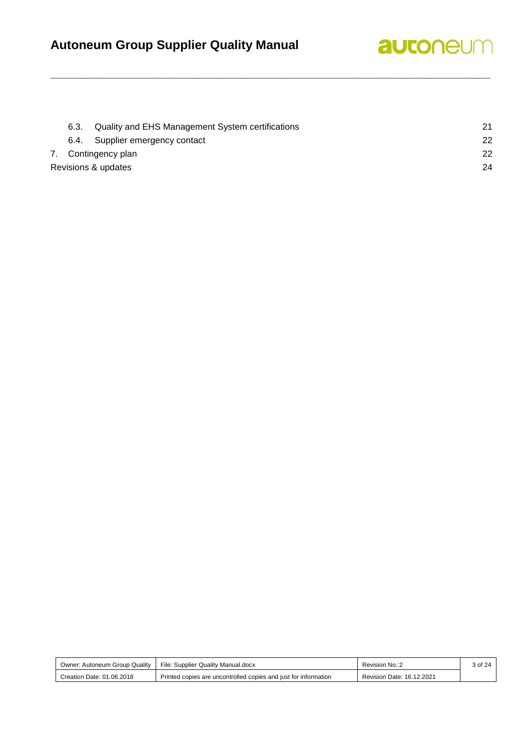6.3. Quality and EHS Management System certifications 21

6.4. Supplier emergency contact 22

7. Contingency plan 22

Revisions & updates 24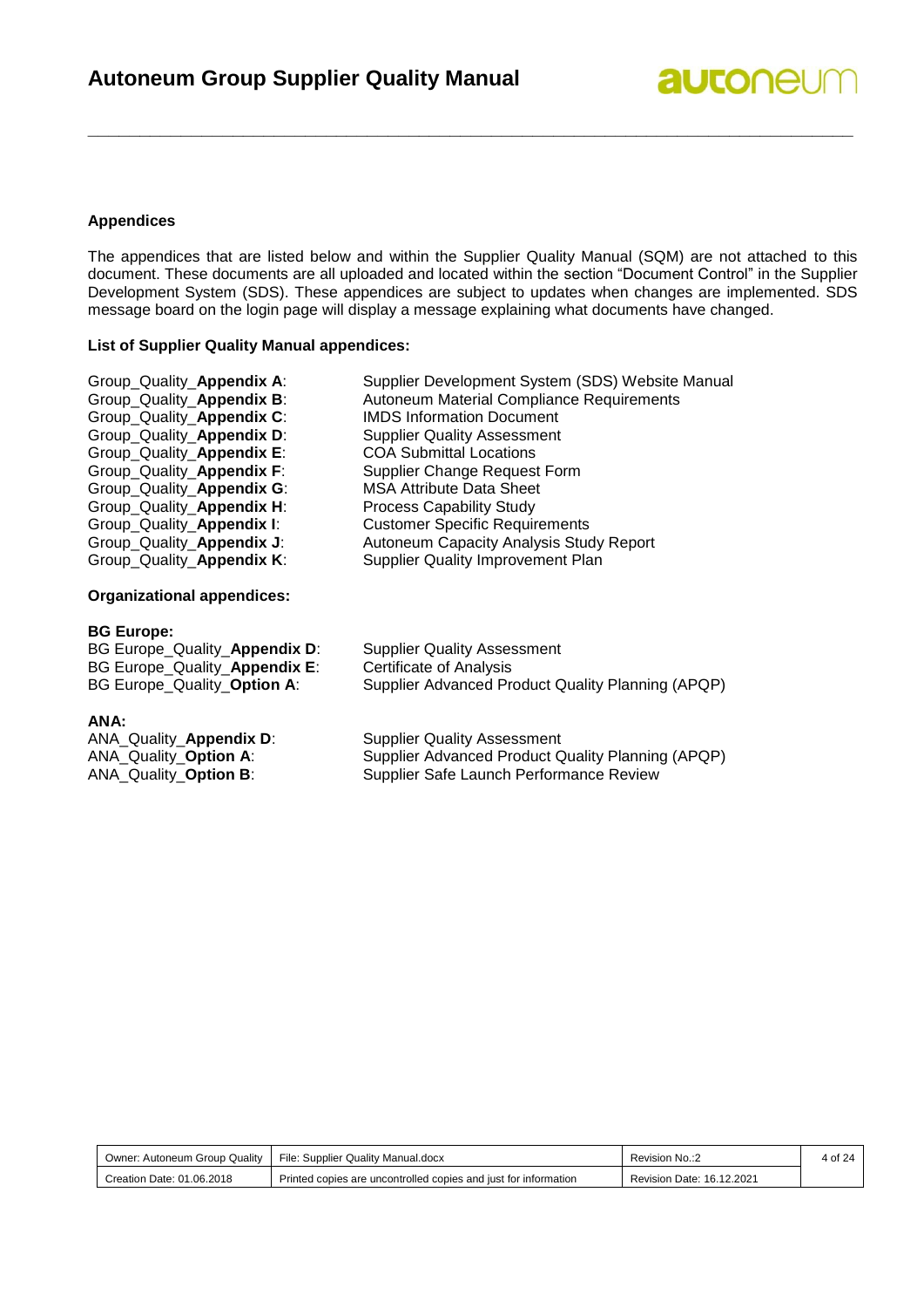**Appendices**

The appendices that are listed below and within the Supplier Quality Manual (SQM) are not attached to this document. These documents are all uploaded and located within the section "Document Control" in the Supplier Development System (SDS). These appendices are subject to updates when changes are implemented. SDS message board on the login page will display a message explaining what documents have changed.

**List of Supplier Quality Manual appendices:**

| | |
|---|---|
| Group_Quality_**Appendix A**: | Supplier Development System (SDS) Website Manual |
| Group_Quality_**Appendix B**: | Autoneum Material Compliance Requirements |
| Group_Quality_**Appendix C**: | IMDS Information Document |
| Group_Quality_**Appendix D**: | Supplier Quality Assessment |
| Group_Quality_**Appendix E**: | COA Submittal Locations |
| Group_Quality_**Appendix F**: | Supplier Change Request Form |
| Group_Quality_**Appendix G**: | MSA Attribute Data Sheet |
| Group_Quality_**Appendix H**: | Process Capability Study |
| Group_Quality_**Appendix I**: | Customer Specific Requirements |
| Group_Quality_**Appendix J**: | Autoneum Capacity Analysis Study Report |
| Group_Quality_**Appendix K**: | Supplier Quality Improvement Plan |

**Organizational appendices:**

**BG Europe:**

| | |
|---|---|
| BG Europe_Quality_**Appendix D**: | Supplier Quality Assessment |
| BG Europe_Quality_**Appendix E**: | Certificate of Analysis |
| BG Europe_Quality_**Option A**: | Supplier Advanced Product Quality Planning (APQP) |

**ANA:**

| | |
|---|---|
| ANA_Quality_**Appendix D**: | Supplier Quality Assessment |
| ANA_Quality_**Option A**: | Supplier Advanced Product Quality Planning (APQP) |
| ANA_Quality_**Option B**: | Supplier Safe Launch Performance Review |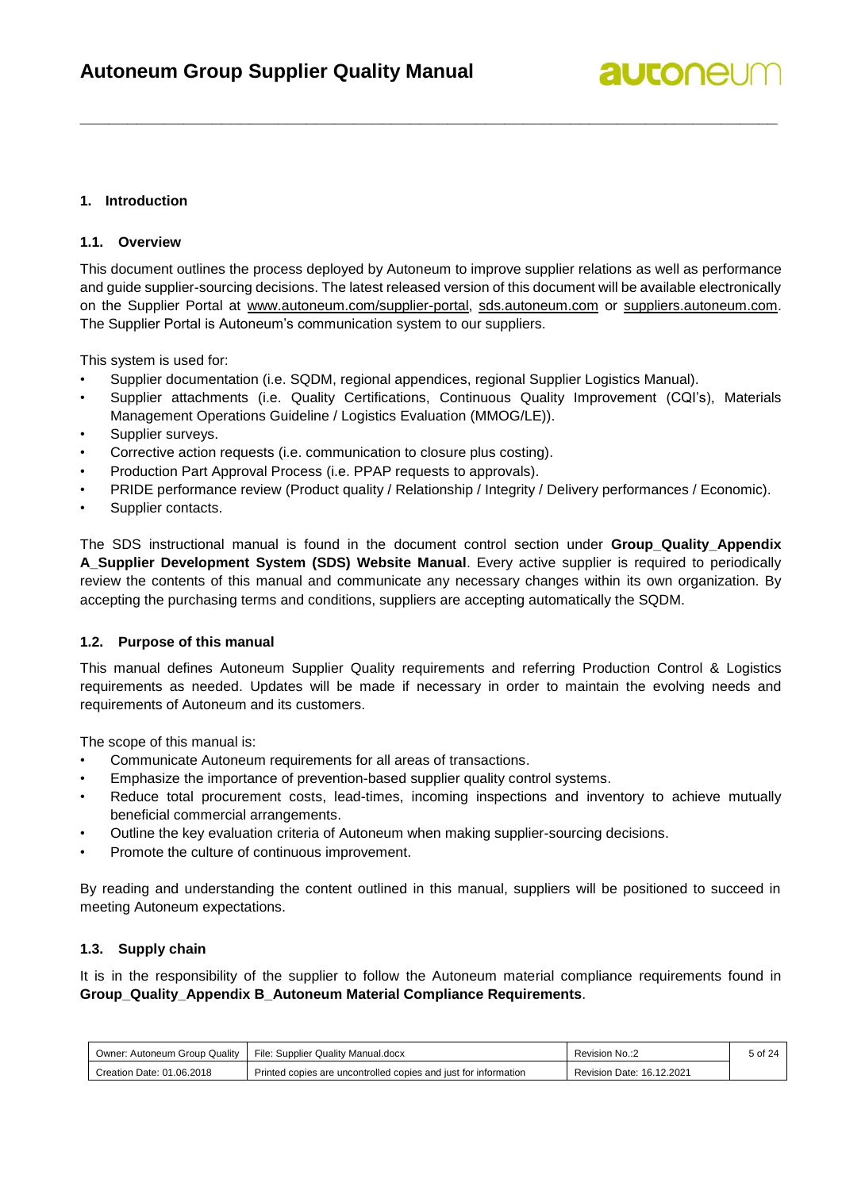## 1. Introduction

### 1.1. Overview

This document outlines the process deployed by Autoneum to improve supplier relations as well as performance and guide supplier-sourcing decisions. The latest released version of this document will be available electronically on the Supplier Portal at www.autoneum.com/supplier-portal, sds.autoneum.com or suppliers.autoneum.com. The Supplier Portal is Autoneum's communication system to our suppliers.

This system is used for:

- Supplier documentation (i.e. SQDM, regional appendices, regional Supplier Logistics Manual).
- Supplier attachments (i.e. Quality Certifications, Continuous Quality Improvement (CQI's), Materials Management Operations Guideline / Logistics Evaluation (MMOG/LE)).
- Supplier surveys.
- Corrective action requests (i.e. communication to closure plus costing).
- Production Part Approval Process (i.e. PPAP requests to approvals).
- PRIDE performance review (Product quality / Relationship / Integrity / Delivery performances / Economic).
- Supplier contacts.

The SDS instructional manual is found in the document control section under **Group_Quality_Appendix A_Supplier Development System (SDS) Website Manual**. Every active supplier is required to periodically review the contents of this manual and communicate any necessary changes within its own organization. By accepting the purchasing terms and conditions, suppliers are accepting automatically the SQDM.

### 1.2. Purpose of this manual

This manual defines Autoneum Supplier Quality requirements and referring Production Control & Logistics requirements as needed. Updates will be made if necessary in order to maintain the evolving needs and requirements of Autoneum and its customers.

The scope of this manual is:

- Communicate Autoneum requirements for all areas of transactions.
- Emphasize the importance of prevention-based supplier quality control systems.
- Reduce total procurement costs, lead-times, incoming inspections and inventory to achieve mutually beneficial commercial arrangements.
- Outline the key evaluation criteria of Autoneum when making supplier-sourcing decisions.
- Promote the culture of continuous improvement.

By reading and understanding the content outlined in this manual, suppliers will be positioned to succeed in meeting Autoneum expectations.

### 1.3. Supply chain

It is in the responsibility of the supplier to follow the Autoneum material compliance requirements found in **Group_Quality_Appendix B_Autoneum Material Compliance Requirements**.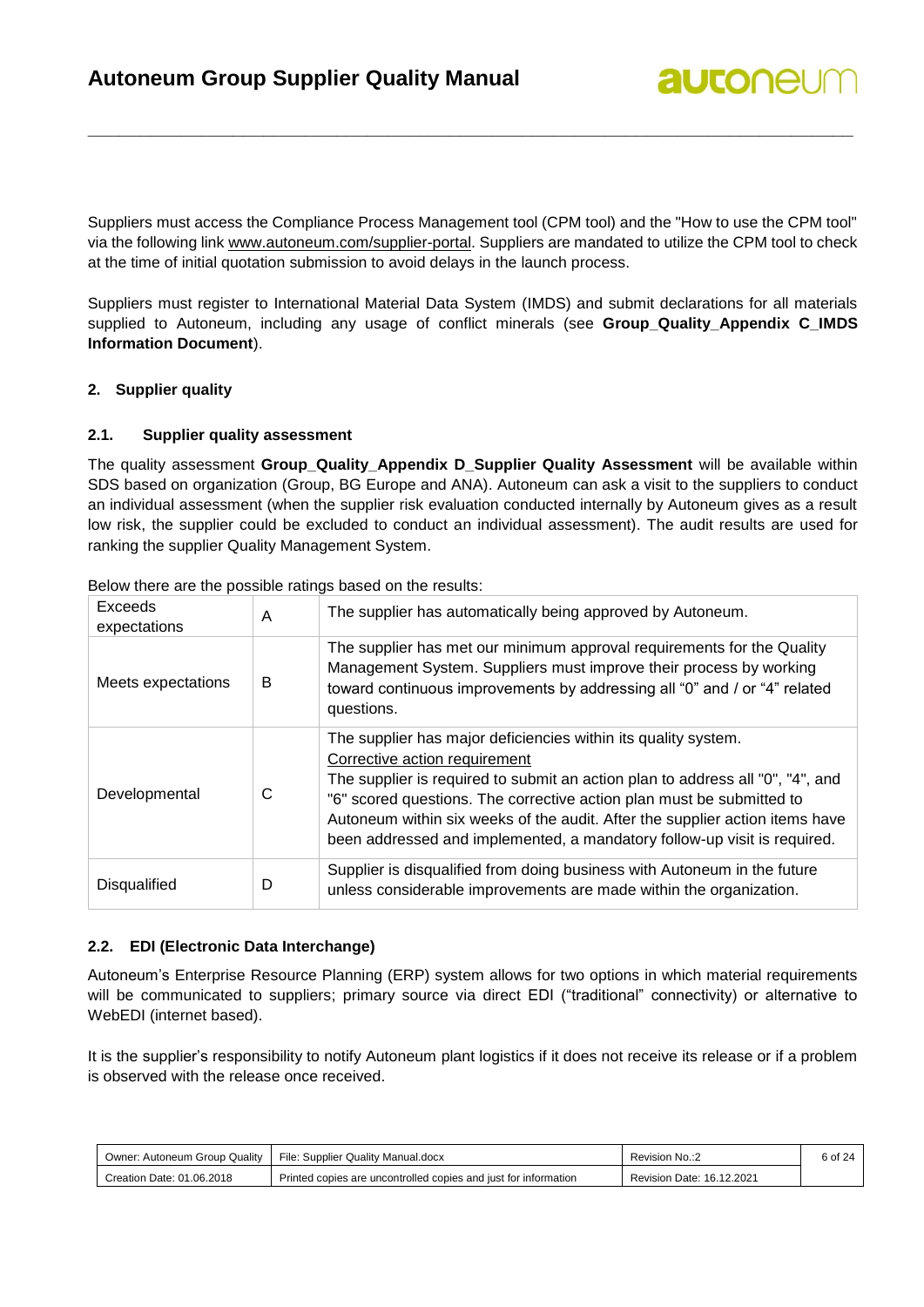Suppliers must access the Compliance Process Management tool (CPM tool) and the "How to use the CPM tool" via the following link www.autoneum.com/supplier-portal. Suppliers are mandated to utilize the CPM tool to check at the time of initial quotation submission to avoid delays in the launch process.

Suppliers must register to International Material Data System (IMDS) and submit declarations for all materials supplied to Autoneum, including any usage of conflict minerals (see **Group_Quality_Appendix C_IMDS Information Document**).

## 2. Supplier quality

### 2.1. Supplier quality assessment

The quality assessment **Group_Quality_Appendix D_Supplier Quality Assessment** will be available within SDS based on organization (Group, BG Europe and ANA). Autoneum can ask a visit to the suppliers to conduct an individual assessment (when the supplier risk evaluation conducted internally by Autoneum gives as a result low risk, the supplier could be excluded to conduct an individual assessment). The audit results are used for ranking the supplier Quality Management System.

Below there are the possible ratings based on the results:

| | | |
|---|---|---|
| Exceeds expectations | A | The supplier has automatically being approved by Autoneum. |
| Meets expectations | B | The supplier has met our minimum approval requirements for the Quality Management System. Suppliers must improve their process by working toward continuous improvements by addressing all "0" and / or "4" related questions. |
| Developmental | C | The supplier has major deficiencies within its quality system. <u>Corrective action requirement</u> The supplier is required to submit an action plan to address all "0", "4", and "6" scored questions. The corrective action plan must be submitted to Autoneum within six weeks of the audit. After the supplier action items have been addressed and implemented, a mandatory follow-up visit is required. |
| Disqualified | D | Supplier is disqualified from doing business with Autoneum in the future unless considerable improvements are made within the organization. |

### 2.2. EDI (Electronic Data Interchange)

Autoneum's Enterprise Resource Planning (ERP) system allows for two options in which material requirements will be communicated to suppliers; primary source via direct EDI ("traditional" connectivity) or alternative to WebEDI (internet based).

It is the supplier's responsibility to notify Autoneum plant logistics if it does not receive its release or if a problem is observed with the release once received.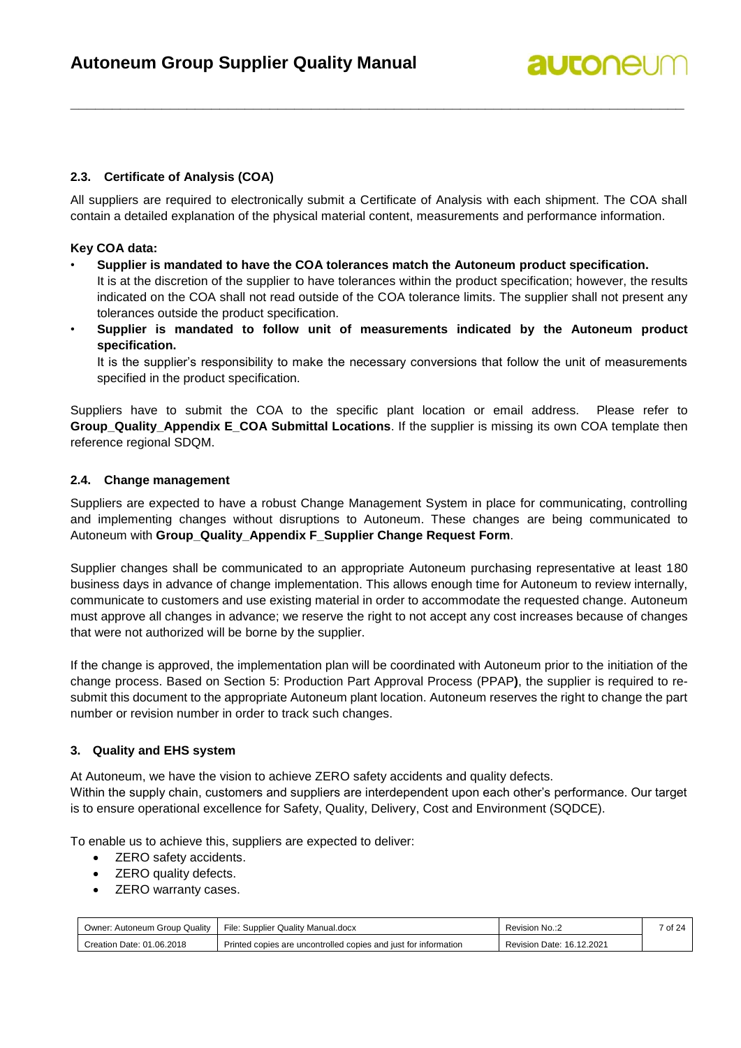### 2.3. Certificate of Analysis (COA)

All suppliers are required to electronically submit a Certificate of Analysis with each shipment. The COA shall contain a detailed explanation of the physical material content, measurements and performance information.

**Key COA data:**

- **Supplier is mandated to have the COA tolerances match the Autoneum product specification.**
  It is at the discretion of the supplier to have tolerances within the product specification; however, the results indicated on the COA shall not read outside of the COA tolerance limits. The supplier shall not present any tolerances outside the product specification.
- **Supplier is mandated to follow unit of measurements indicated by the Autoneum product specification.**
  It is the supplier's responsibility to make the necessary conversions that follow the unit of measurements specified in the product specification.

Suppliers have to submit the COA to the specific plant location or email address. Please refer to **Group_Quality_Appendix E_COA Submittal Locations**. If the supplier is missing its own COA template then reference regional SDQM.

### 2.4. Change management

Suppliers are expected to have a robust Change Management System in place for communicating, controlling and implementing changes without disruptions to Autoneum. These changes are being communicated to Autoneum with **Group_Quality_Appendix F_Supplier Change Request Form**.

Supplier changes shall be communicated to an appropriate Autoneum purchasing representative at least 180 business days in advance of change implementation. This allows enough time for Autoneum to review internally, communicate to customers and use existing material in order to accommodate the requested change. Autoneum must approve all changes in advance; we reserve the right to not accept any cost increases because of changes that were not authorized will be borne by the supplier.

If the change is approved, the implementation plan will be coordinated with Autoneum prior to the initiation of the change process. Based on Section 5: Production Part Approval Process (PPAP**)**, the supplier is required to re-submit this document to the appropriate Autoneum plant location. Autoneum reserves the right to change the part number or revision number in order to track such changes.

## 3. Quality and EHS system

At Autoneum, we have the vision to achieve ZERO safety accidents and quality defects.
Within the supply chain, customers and suppliers are interdependent upon each other's performance. Our target is to ensure operational excellence for Safety, Quality, Delivery, Cost and Environment (SQDCE).

To enable us to achieve this, suppliers are expected to deliver:

- ZERO safety accidents.
- ZERO quality defects.
- ZERO warranty cases.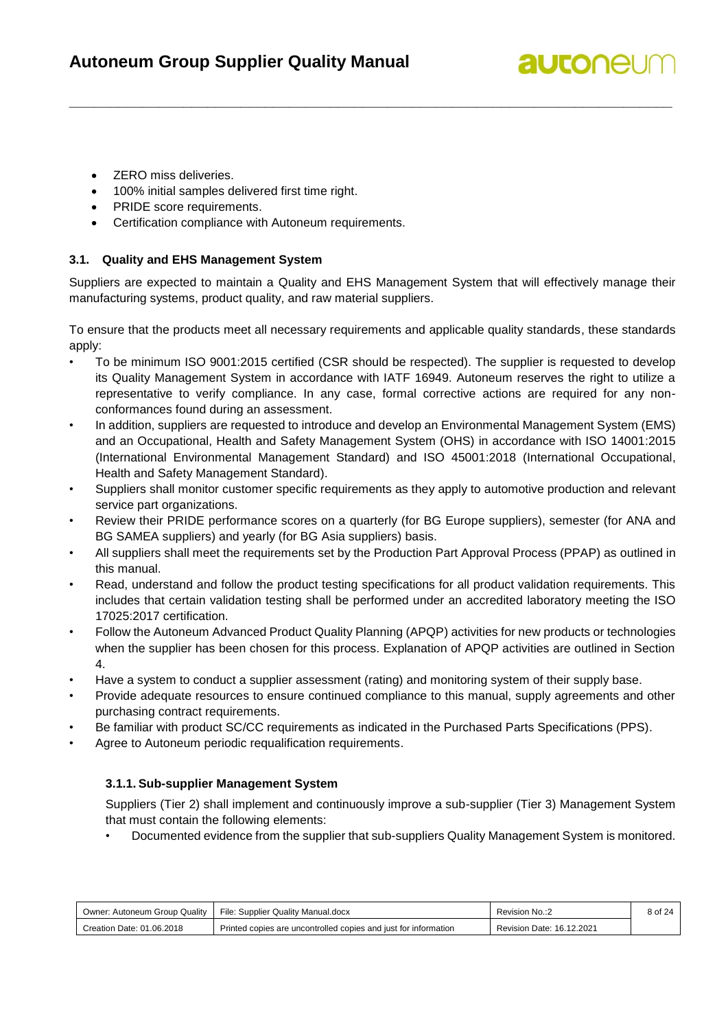- ZERO miss deliveries.
- 100% initial samples delivered first time right.
- PRIDE score requirements.
- Certification compliance with Autoneum requirements.

### 3.1. Quality and EHS Management System

Suppliers are expected to maintain a Quality and EHS Management System that will effectively manage their manufacturing systems, product quality, and raw material suppliers.

To ensure that the products meet all necessary requirements and applicable quality standards, these standards apply:

- To be minimum ISO 9001:2015 certified (CSR should be respected). The supplier is requested to develop its Quality Management System in accordance with IATF 16949. Autoneum reserves the right to utilize a representative to verify compliance. In any case, formal corrective actions are required for any non-conformances found during an assessment.
- In addition, suppliers are requested to introduce and develop an Environmental Management System (EMS) and an Occupational, Health and Safety Management System (OHS) in accordance with ISO 14001:2015 (International Environmental Management Standard) and ISO 45001:2018 (International Occupational, Health and Safety Management Standard).
- Suppliers shall monitor customer specific requirements as they apply to automotive production and relevant service part organizations.
- Review their PRIDE performance scores on a quarterly (for BG Europe suppliers), semester (for ANA and BG SAMEA suppliers) and yearly (for BG Asia suppliers) basis.
- All suppliers shall meet the requirements set by the Production Part Approval Process (PPAP) as outlined in this manual.
- Read, understand and follow the product testing specifications for all product validation requirements. This includes that certain validation testing shall be performed under an accredited laboratory meeting the ISO 17025:2017 certification.
- Follow the Autoneum Advanced Product Quality Planning (APQP) activities for new products or technologies when the supplier has been chosen for this process. Explanation of APQP activities are outlined in Section 4.
- Have a system to conduct a supplier assessment (rating) and monitoring system of their supply base.
- Provide adequate resources to ensure continued compliance to this manual, supply agreements and other purchasing contract requirements.
- Be familiar with product SC/CC requirements as indicated in the Purchased Parts Specifications (PPS).
- Agree to Autoneum periodic requalification requirements.

#### 3.1.1. Sub-supplier Management System

Suppliers (Tier 2) shall implement and continuously improve a sub-supplier (Tier 3) Management System that must contain the following elements:

- Documented evidence from the supplier that sub-suppliers Quality Management System is monitored.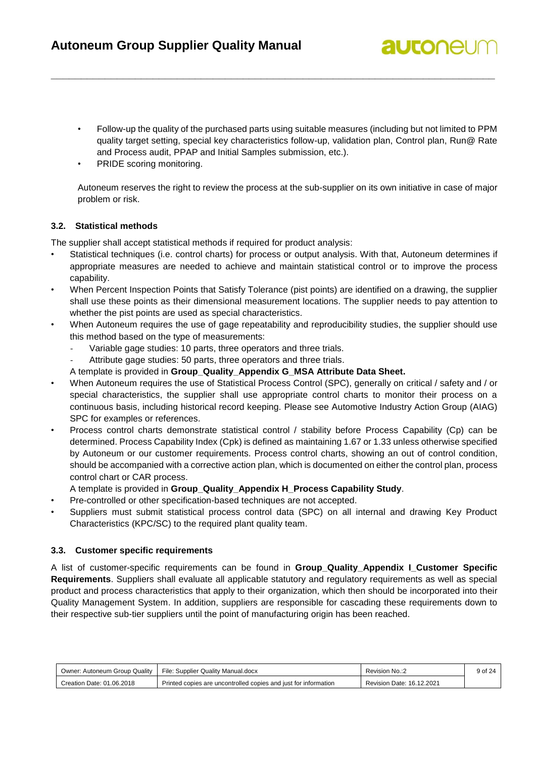- Follow-up the quality of the purchased parts using suitable measures (including but not limited to PPM quality target setting, special key characteristics follow-up, validation plan, Control plan, Run@ Rate and Process audit, PPAP and Initial Samples submission, etc.).
- PRIDE scoring monitoring.

Autoneum reserves the right to review the process at the sub-supplier on its own initiative in case of major problem or risk.

### 3.2. Statistical methods

The supplier shall accept statistical methods if required for product analysis:

- Statistical techniques (i.e. control charts) for process or output analysis. With that, Autoneum determines if appropriate measures are needed to achieve and maintain statistical control or to improve the process capability.
- When Percent Inspection Points that Satisfy Tolerance (pist points) are identified on a drawing, the supplier shall use these points as their dimensional measurement locations. The supplier needs to pay attention to whether the pist points are used as special characteristics.
- When Autoneum requires the use of gage repeatability and reproducibility studies, the supplier should use this method based on the type of measurements:
  - Variable gage studies: 10 parts, three operators and three trials.
  - Attribute gage studies: 50 parts, three operators and three trials.

  A template is provided in **Group_Quality_Appendix G_MSA Attribute Data Sheet.**
- When Autoneum requires the use of Statistical Process Control (SPC), generally on critical / safety and / or special characteristics, the supplier shall use appropriate control charts to monitor their process on a continuous basis, including historical record keeping. Please see Automotive Industry Action Group (AIAG) SPC for examples or references.
- Process control charts demonstrate statistical control / stability before Process Capability (Cp) can be determined. Process Capability Index (Cpk) is defined as maintaining 1.67 or 1.33 unless otherwise specified by Autoneum or our customer requirements. Process control charts, showing an out of control condition, should be accompanied with a corrective action plan, which is documented on either the control plan, process control chart or CAR process.

  A template is provided in **Group_Quality_Appendix H_Process Capability Study**.
- Pre-controlled or other specification-based techniques are not accepted.
- Suppliers must submit statistical process control data (SPC) on all internal and drawing Key Product Characteristics (KPC/SC) to the required plant quality team.

### 3.3. Customer specific requirements

A list of customer-specific requirements can be found in **Group_Quality_Appendix I_Customer Specific Requirements**. Suppliers shall evaluate all applicable statutory and regulatory requirements as well as special product and process characteristics that apply to their organization, which then should be incorporated into their Quality Management System. In addition, suppliers are responsible for cascading these requirements down to their respective sub-tier suppliers until the point of manufacturing origin has been reached.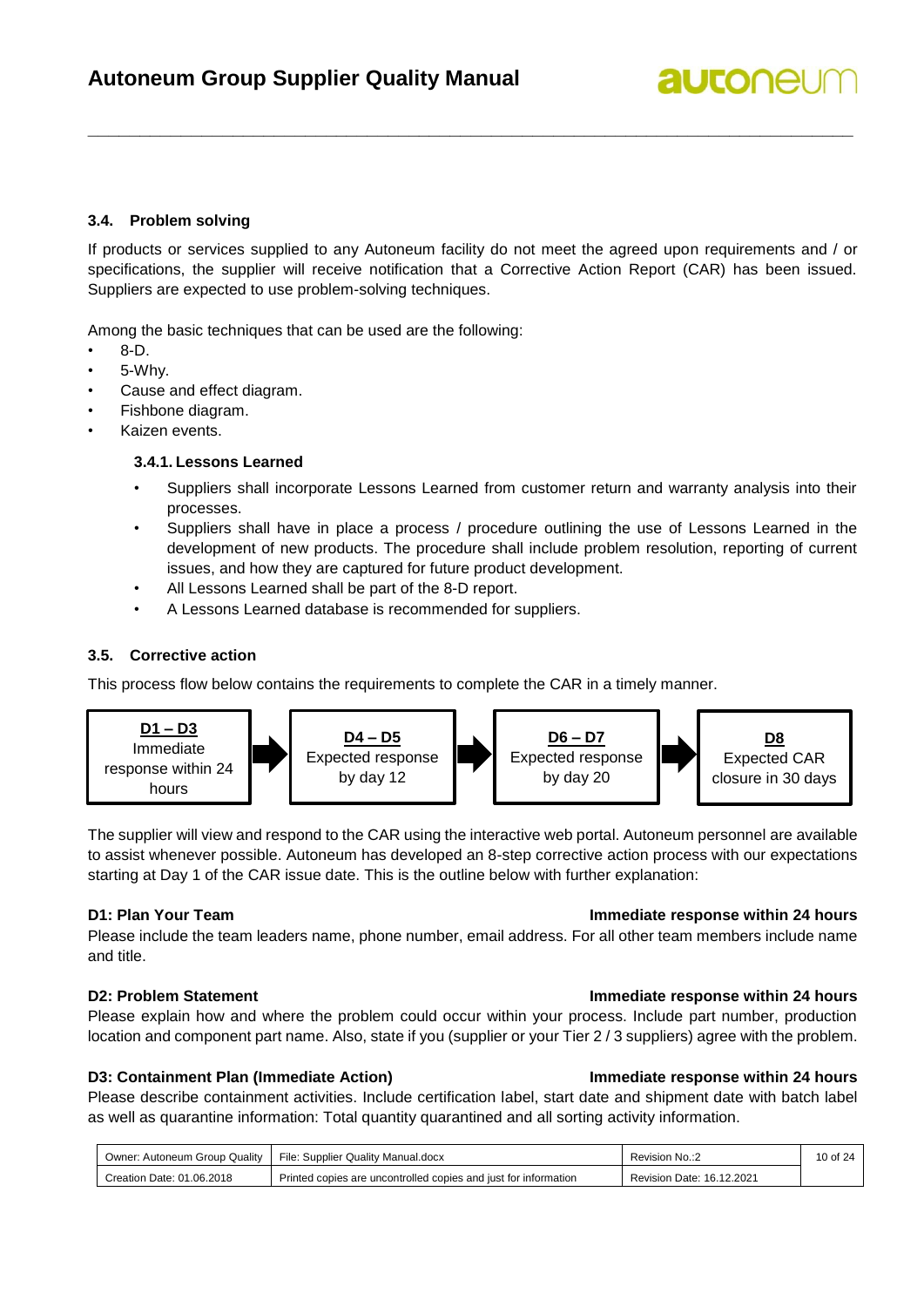### 3.4. Problem solving

If products or services supplied to any Autoneum facility do not meet the agreed upon requirements and / or specifications, the supplier will receive notification that a Corrective Action Report (CAR) has been issued. Suppliers are expected to use problem-solving techniques.

Among the basic techniques that can be used are the following:

- 8-D.
- 5-Why.
- Cause and effect diagram.
- Fishbone diagram.
- Kaizen events.

#### 3.4.1. Lessons Learned

- Suppliers shall incorporate Lessons Learned from customer return and warranty analysis into their processes.
- Suppliers shall have in place a process / procedure outlining the use of Lessons Learned in the development of new products. The procedure shall include problem resolution, reporting of current issues, and how they are captured for future product development.
- All Lessons Learned shall be part of the 8-D report.
- A Lessons Learned database is recommended for suppliers.

### 3.5. Corrective action

This process flow below contains the requirements to complete the CAR in a timely manner.

| **D1 – D3** | → | **D4 – D5** | → | **D6 – D7** | → | **D8** |
|---|---|---|---|---|---|---|
| Immediate response within 24 hours | | Expected response by day 12 | | Expected response by day 20 | | Expected CAR closure in 30 days |

The supplier will view and respond to the CAR using the interactive web portal. Autoneum personnel are available to assist whenever possible. Autoneum has developed an 8-step corrective action process with our expectations starting at Day 1 of the CAR issue date. This is the outline below with further explanation:

**D1: Plan Your Team** — **Immediate response within 24 hours**

Please include the team leaders name, phone number, email address. For all other team members include name and title.

**D2: Problem Statement** — **Immediate response within 24 hours**

Please explain how and where the problem could occur within your process. Include part number, production location and component part name. Also, state if you (supplier or your Tier 2 / 3 suppliers) agree with the problem.

**D3: Containment Plan (Immediate Action)** — **Immediate response within 24 hours**

Please describe containment activities. Include certification label, start date and shipment date with batch label as well as quarantine information: Total quantity quarantined and all sorting activity information.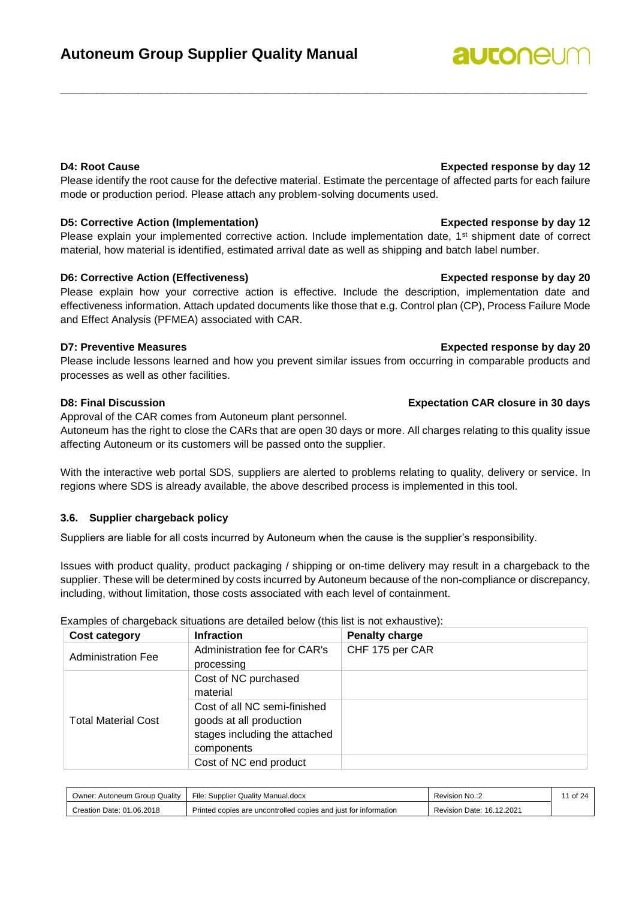**D4: Root Cause** **Expected response by day 12**

Please identify the root cause for the defective material. Estimate the percentage of affected parts for each failure mode or production period. Please attach any problem-solving documents used.

**D5: Corrective Action (Implementation)** **Expected response by day 12**

Please explain your implemented corrective action. Include implementation date, 1st shipment date of correct material, how material is identified, estimated arrival date as well as shipping and batch label number.

**D6: Corrective Action (Effectiveness)** **Expected response by day 20**

Please explain how your corrective action is effective. Include the description, implementation date and effectiveness information. Attach updated documents like those that e.g. Control plan (CP), Process Failure Mode and Effect Analysis (PFMEA) associated with CAR.

**D7: Preventive Measures** **Expected response by day 20**

Please include lessons learned and how you prevent similar issues from occurring in comparable products and processes as well as other facilities.

**D8: Final Discussion** **Expectation CAR closure in 30 days**

Approval of the CAR comes from Autoneum plant personnel.
Autoneum has the right to close the CARs that are open 30 days or more. All charges relating to this quality issue affecting Autoneum or its customers will be passed onto the supplier.

With the interactive web portal SDS, suppliers are alerted to problems relating to quality, delivery or service. In regions where SDS is already available, the above described process is implemented in this tool.

### 3.6. Supplier chargeback policy

Suppliers are liable for all costs incurred by Autoneum when the cause is the supplier's responsibility.

Issues with product quality, product packaging / shipping or on-time delivery may result in a chargeback to the supplier. These will be determined by costs incurred by Autoneum because of the non-compliance or discrepancy, including, without limitation, those costs associated with each level of containment.

Examples of chargeback situations are detailed below (this list is not exhaustive):

| Cost category | Infraction | Penalty charge |
|---|---|---|
| Administration Fee | Administration fee for CAR's processing | CHF 175 per CAR |
| Total Material Cost | Cost of NC purchased material | |
| | Cost of all NC semi-finished goods at all production stages including the attached components | |
| | Cost of NC end product | |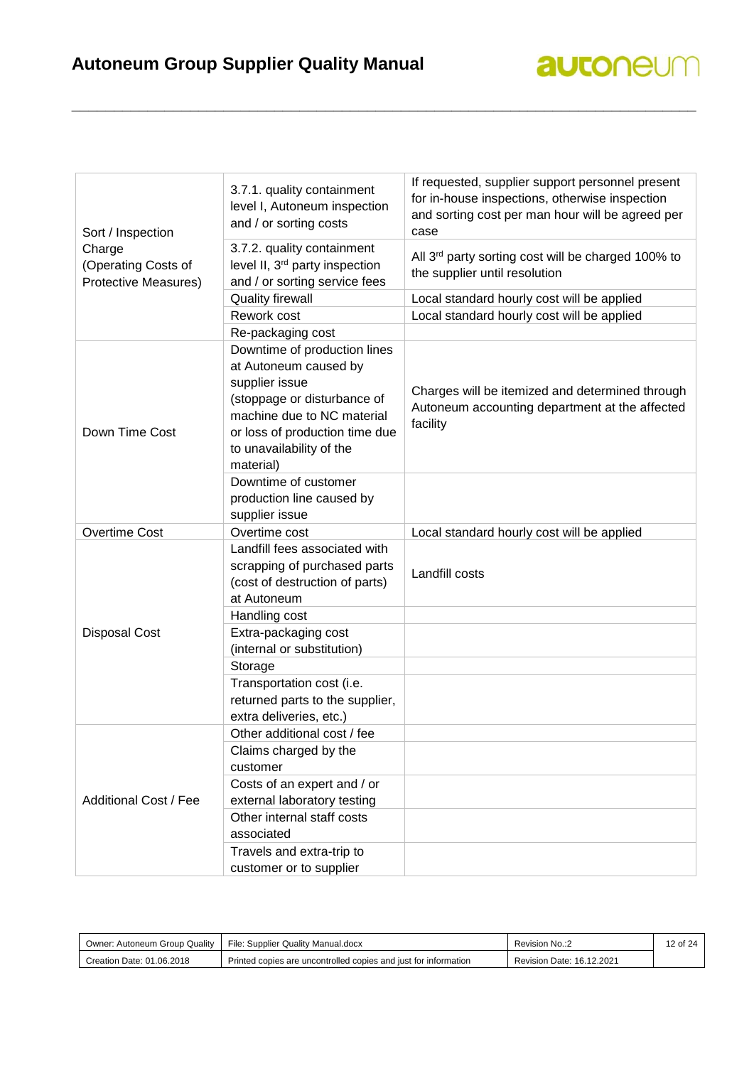| | | |
|---|---|---|
| Sort / Inspection Charge (Operating Costs of Protective Measures) | 3.7.1. quality containment level I, Autoneum inspection and / or sorting costs | If requested, supplier support personnel present for in-house inspections, otherwise inspection and sorting cost per man hour will be agreed per case |
| | 3.7.2. quality containment level II, 3rd party inspection and / or sorting service fees | All 3rd party sorting cost will be charged 100% to the supplier until resolution |
| | Quality firewall | Local standard hourly cost will be applied |
| | Rework cost | Local standard hourly cost will be applied |
| | Re-packaging cost | |
| Down Time Cost | Downtime of production lines at Autoneum caused by supplier issue (stoppage or disturbance of machine due to NC material or loss of production time due to unavailability of the material) | Charges will be itemized and determined through Autoneum accounting department at the affected facility |
| | Downtime of customer production line caused by supplier issue | |
| Overtime Cost | Overtime cost | Local standard hourly cost will be applied |
| Disposal Cost | Landfill fees associated with scrapping of purchased parts (cost of destruction of parts) at Autoneum | Landfill costs |
| | Handling cost | |
| | Extra-packaging cost (internal or substitution) | |
| | Storage | |
| | Transportation cost (i.e. returned parts to the supplier, extra deliveries, etc.) | |
| Additional Cost / Fee | Other additional cost / fee | |
| | Claims charged by the customer | |
| | Costs of an expert and / or external laboratory testing | |
| | Other internal staff costs associated | |
| | Travels and extra-trip to customer or to supplier | |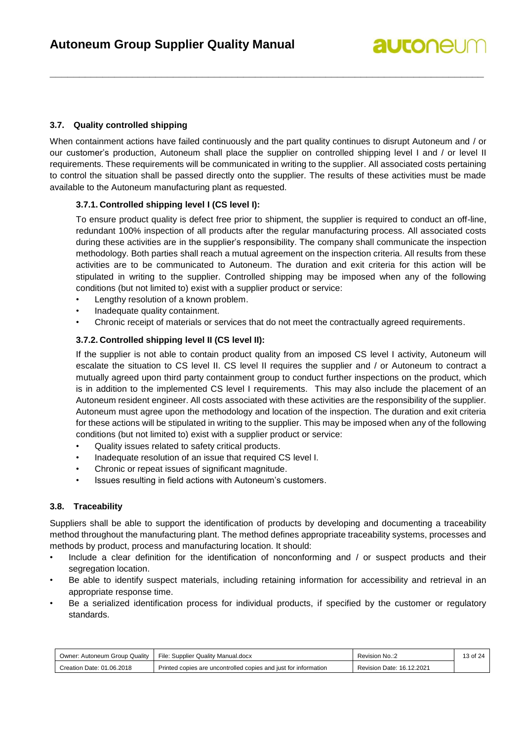### 3.7. Quality controlled shipping

When containment actions have failed continuously and the part quality continues to disrupt Autoneum and / or our customer's production, Autoneum shall place the supplier on controlled shipping level I and / or level II requirements. These requirements will be communicated in writing to the supplier. All associated costs pertaining to control the situation shall be passed directly onto the supplier. The results of these activities must be made available to the Autoneum manufacturing plant as requested.

#### 3.7.1. Controlled shipping level I (CS level I):

To ensure product quality is defect free prior to shipment, the supplier is required to conduct an off-line, redundant 100% inspection of all products after the regular manufacturing process. All associated costs during these activities are in the supplier's responsibility. The company shall communicate the inspection methodology. Both parties shall reach a mutual agreement on the inspection criteria. All results from these activities are to be communicated to Autoneum. The duration and exit criteria for this action will be stipulated in writing to the supplier. Controlled shipping may be imposed when any of the following conditions (but not limited to) exist with a supplier product or service:

- Lengthy resolution of a known problem.
- Inadequate quality containment.
- Chronic receipt of materials or services that do not meet the contractually agreed requirements.

#### 3.7.2. Controlled shipping level II (CS level II):

If the supplier is not able to contain product quality from an imposed CS level I activity, Autoneum will escalate the situation to CS level II. CS level II requires the supplier and / or Autoneum to contract a mutually agreed upon third party containment group to conduct further inspections on the product, which is in addition to the implemented CS level I requirements. This may also include the placement of an Autoneum resident engineer. All costs associated with these activities are the responsibility of the supplier. Autoneum must agree upon the methodology and location of the inspection. The duration and exit criteria for these actions will be stipulated in writing to the supplier. This may be imposed when any of the following conditions (but not limited to) exist with a supplier product or service:

- Quality issues related to safety critical products.
- Inadequate resolution of an issue that required CS level I.
- Chronic or repeat issues of significant magnitude.
- Issues resulting in field actions with Autoneum's customers.

### 3.8. Traceability

Suppliers shall be able to support the identification of products by developing and documenting a traceability method throughout the manufacturing plant. The method defines appropriate traceability systems, processes and methods by product, process and manufacturing location. It should:

- Include a clear definition for the identification of nonconforming and / or suspect products and their segregation location.
- Be able to identify suspect materials, including retaining information for accessibility and retrieval in an appropriate response time.
- Be a serialized identification process for individual products, if specified by the customer or regulatory standards.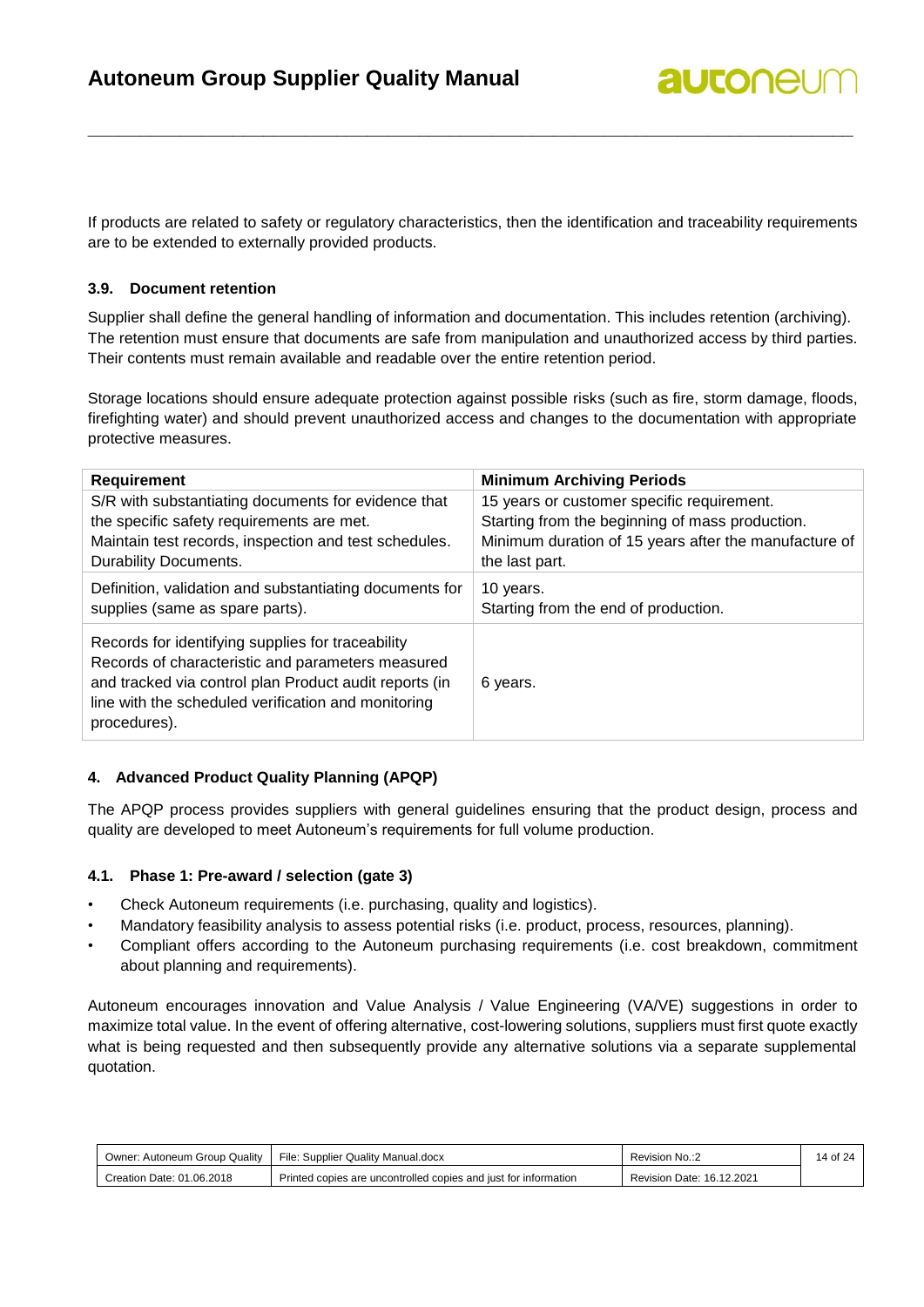If products are related to safety or regulatory characteristics, then the identification and traceability requirements are to be extended to externally provided products.

### 3.9. Document retention

Supplier shall define the general handling of information and documentation. This includes retention (archiving). The retention must ensure that documents are safe from manipulation and unauthorized access by third parties. Their contents must remain available and readable over the entire retention period.

Storage locations should ensure adequate protection against possible risks (such as fire, storm damage, floods, firefighting water) and should prevent unauthorized access and changes to the documentation with appropriate protective measures.

| Requirement | Minimum Archiving Periods |
|---|---|
| S/R with substantiating documents for evidence that the specific safety requirements are met.<br>Maintain test records, inspection and test schedules.<br>Durability Documents. | 15 years or customer specific requirement.<br>Starting from the beginning of mass production.<br>Minimum duration of 15 years after the manufacture of the last part. |
| Definition, validation and substantiating documents for supplies (same as spare parts). | 10 years.<br>Starting from the end of production. |
| Records for identifying supplies for traceability<br>Records of characteristic and parameters measured and tracked via control plan Product audit reports (in line with the scheduled verification and monitoring procedures). | 6 years. |

## 4. Advanced Product Quality Planning (APQP)

The APQP process provides suppliers with general guidelines ensuring that the product design, process and quality are developed to meet Autoneum's requirements for full volume production.

### 4.1. Phase 1: Pre-award / selection (gate 3)

- Check Autoneum requirements (i.e. purchasing, quality and logistics).
- Mandatory feasibility analysis to assess potential risks (i.e. product, process, resources, planning).
- Compliant offers according to the Autoneum purchasing requirements (i.e. cost breakdown, commitment about planning and requirements).

Autoneum encourages innovation and Value Analysis / Value Engineering (VA/VE) suggestions in order to maximize total value. In the event of offering alternative, cost-lowering solutions, suppliers must first quote exactly what is being requested and then subsequently provide any alternative solutions via a separate supplemental quotation.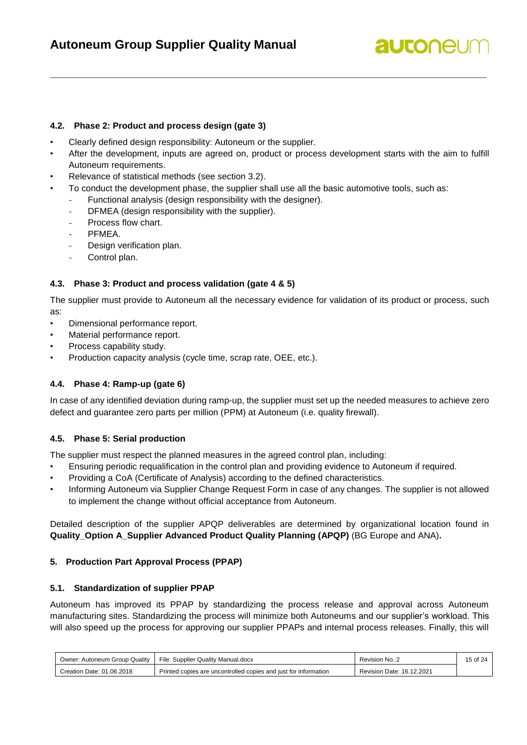### 4.2. Phase 2: Product and process design (gate 3)

- Clearly defined design responsibility: Autoneum or the supplier.
- After the development, inputs are agreed on, product or process development starts with the aim to fulfill Autoneum requirements.
- Relevance of statistical methods (see section 3.2).
- To conduct the development phase, the supplier shall use all the basic automotive tools, such as:
  - Functional analysis (design responsibility with the designer).
  - DFMEA (design responsibility with the supplier).
  - Process flow chart.
  - PFMEA.
  - Design verification plan.
  - Control plan.

### 4.3. Phase 3: Product and process validation (gate 4 & 5)

The supplier must provide to Autoneum all the necessary evidence for validation of its product or process, such as:

- Dimensional performance report.
- Material performance report.
- Process capability study.
- Production capacity analysis (cycle time, scrap rate, OEE, etc.).

### 4.4. Phase 4: Ramp-up (gate 6)

In case of any identified deviation during ramp-up, the supplier must set up the needed measures to achieve zero defect and guarantee zero parts per million (PPM) at Autoneum (i.e. quality firewall).

### 4.5. Phase 5: Serial production

The supplier must respect the planned measures in the agreed control plan, including:

- Ensuring periodic requalification in the control plan and providing evidence to Autoneum if required.
- Providing a CoA (Certificate of Analysis) according to the defined characteristics.
- Informing Autoneum via Supplier Change Request Form in case of any changes. The supplier is not allowed to implement the change without official acceptance from Autoneum.

Detailed description of the supplier APQP deliverables are determined by organizational location found in **Quality_Option A_Supplier Advanced Product Quality Planning (APQP)** (BG Europe and ANA)**.**

## 5. Production Part Approval Process (PPAP)

### 5.1. Standardization of supplier PPAP

Autoneum has improved its PPAP by standardizing the process release and approval across Autoneum manufacturing sites. Standardizing the process will minimize both Autoneums and our supplier's workload. This will also speed up the process for approving our supplier PPAPs and internal process releases. Finally, this will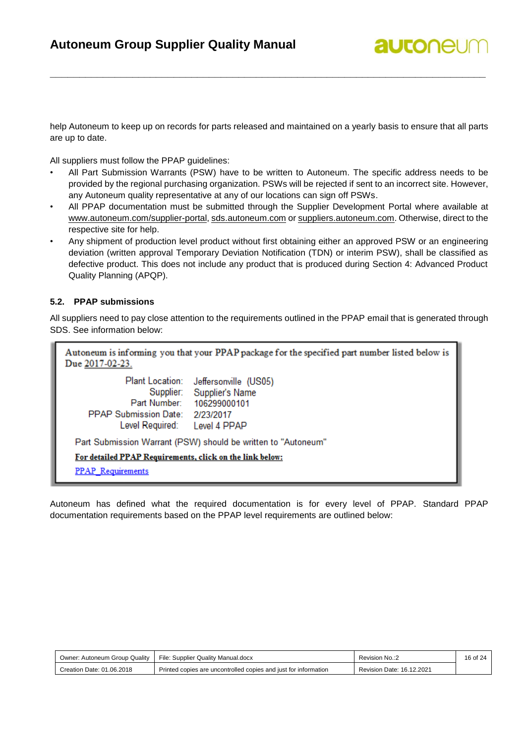help Autoneum to keep up on records for parts released and maintained on a yearly basis to ensure that all parts are up to date.

All suppliers must follow the PPAP guidelines:

- All Part Submission Warrants (PSW) have to be written to Autoneum. The specific address needs to be provided by the regional purchasing organization. PSWs will be rejected if sent to an incorrect site. However, any Autoneum quality representative at any of our locations can sign off PSWs.
- All PPAP documentation must be submitted through the Supplier Development Portal where available at www.autoneum.com/supplier-portal, sds.autoneum.com or suppliers.autoneum.com. Otherwise, direct to the respective site for help.
- Any shipment of production level product without first obtaining either an approved PSW or an engineering deviation (written approval Temporary Deviation Notification (TDN) or interim PSW), shall be classified as defective product. This does not include any product that is produced during Section 4: Advanced Product Quality Planning (APQP).

### 5.2. PPAP submissions

All suppliers need to pay close attention to the requirements outlined in the PPAP email that is generated through SDS. See information below:

> Autoneum is informing you that your PPAP package for the specified part number listed below is Due 2017-02-23.
>
> | | |
> |---|---|
> | Plant Location: | Jeffersonville (US05) |
> | Supplier: | Supplier's Name |
> | Part Number: | 106299000101 |
> | PPAP Submission Date: | 2/23/2017 |
> | Level Required: | Level 4 PPAP |
>
> Part Submission Warrant (PSW) should be written to "Autoneum"
>
> **For detailed PPAP Requirements, click on the link below:**
>
> PPAP_Requirements

Autoneum has defined what the required documentation is for every level of PPAP. Standard PPAP documentation requirements based on the PPAP level requirements are outlined below: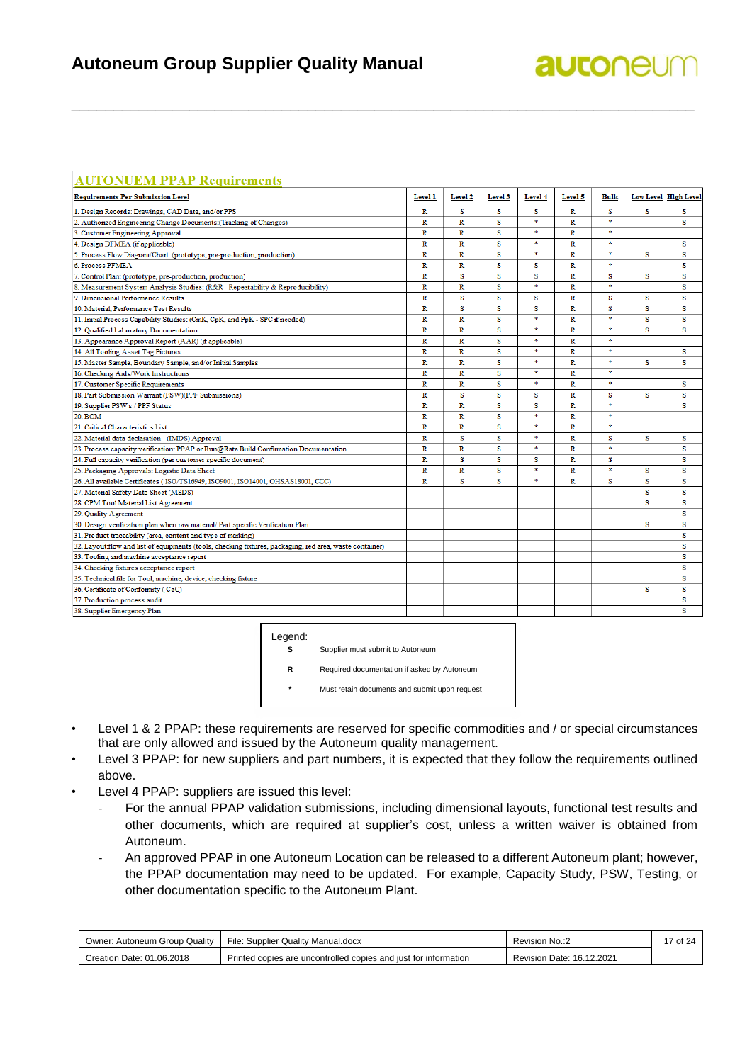## AUTONUEM PPAP Requirements

| Requirements Per Submission Level | Level 1 | Level 2 | Level 3 | Level 4 | Level 5 | Bulk | Low Level | High Level |
|---|---|---|---|---|---|---|---|---|
| 1. Design Records: Drawings, CAD Data, and/or PPS | R | S | S | S | R | S | S | S |
| 2. Authorized Engineering Change Documents:(Tracking of Changes) | R | R | S | * | R | * | | S |
| 3. Customer Engineering Approval | R | R | S | * | R | * | | |
| 4. Design DFMEA (if applicable) | R | R | S | * | R | * | | S |
| 5. Process Flow Diagram/Chart: (prototype, pre-production, production) | R | R | S | * | R | * | S | S |
| 6. Process PFMEA | R | R | S | S | R | * | | S |
| 7. Control Plan: (prototype, pre-production, production) | R | S | S | S | R | S | S | S |
| 8. Measurement System Analysis Studies: (R&R - Repeatability & Reproducibility) | R | R | S | * | R | * | | S |
| 9. Dimensional Performance Results | R | S | S | S | R | S | S | S |
| 10. Material, Performance Test Results | R | S | S | S | R | S | S | S |
| 11. Initial Process Capability Studies: (CmK, CpK, and PpK - SPC if needed) | R | R | S | * | R | * | S | S |
| 12. Qualified Laboratory Documentation | R | R | S | * | R | * | S | S |
| 13. Appearance Approval Report (AAR) (if applicable) | R | R | S | * | R | * | | |
| 14. All Tooling Asset Tag Pictures | R | R | S | * | R | * | | S |
| 15. Master Sample, Boundary Sample, and/or Initial Samples | R | R | S | * | R | * | S | S |
| 16. Checking Aids/Work Instructions | R | R | S | * | R | * | | |
| 17. Customer Specific Requirements | R | R | S | * | R | * | | S |
| 18. Part Submission Warrant (PSW)(PPF Submissions) | R | S | S | S | R | S | S | S |
| 19. Supplier PSW's / PPF Status | R | R | S | S | R | * | | S |
| 20. BOM | R | R | S | * | R | * | | |
| 21. Critical Characteristics List | R | R | S | * | R | * | | |
| 22. Material data declaration - (IMDS) Approval | R | S | S | * | R | S | S | S |
| 23. Process capacity verification: PPAP or Run@Rate Build Confirmation Documentation | R | R | S | * | R | * | | S |
| 24. Full capacity verification (per customer specific document) | R | S | S | S | R | S | | S |
| 25. Packaging Approvals: Logistic Data Sheet | R | R | S | * | R | * | S | S |
| 26. All available Certificates ( ISO/TS16949, ISO9001, ISO14001, OHSAS18001, CCC) | R | S | S | * | R | S | S | S |
| 27. Material Safety Data Sheet (MSDS) | | | | | | | S | S |
| 28. CPM Tool Material List Agreement | | | | | | | S | S |
| 29. Quality Agreement | | | | | | | | S |
| 30. Design verification plan when raw material/ Part specific Verification Plan | | | | | | | S | S |
| 31. Product traceability (area, content and type of marking) | | | | | | | | S |
| 32. Layout:flow and list of equipments (tools, checking fixtures, packaging, red area, waste container) | | | | | | | | S |
| 33. Tooling and machine acceptance report | | | | | | | | S |
| 34. Checking fixtures acceptance report | | | | | | | | S |
| 35. Technical file for Tool, machine, device, checking fixture | | | | | | | | S |
| 36. Certificate of Conformity (CoC) | | | | | | | S | S |
| 37. Production process audit | | | | | | | | S |
| 38. Supplier Emergency Plan | | | | | | | | S |

Legend:

| | |
|---|---|
| S | Supplier must submit to Autoneum |
| R | Required documentation if asked by Autoneum |
| * | Must retain documents and submit upon request |

- Level 1 & 2 PPAP: these requirements are reserved for specific commodities and / or special circumstances that are only allowed and issued by the Autoneum quality management.
- Level 3 PPAP: for new suppliers and part numbers, it is expected that they follow the requirements outlined above.
- Level 4 PPAP: suppliers are issued this level:
  - For the annual PPAP validation submissions, including dimensional layouts, functional test results and other documents, which are required at supplier's cost, unless a written waiver is obtained from Autoneum.
  - An approved PPAP in one Autoneum Location can be released to a different Autoneum plant; however, the PPAP documentation may need to be updated. For example, Capacity Study, PSW, Testing, or other documentation specific to the Autoneum Plant.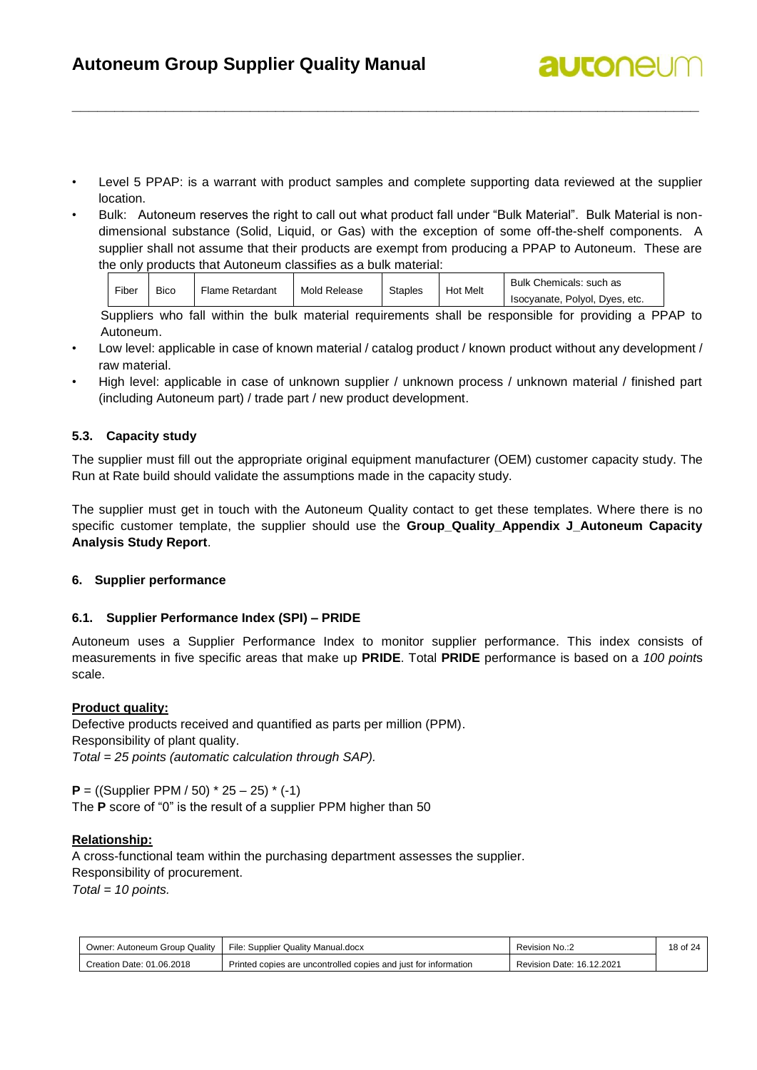- Level 5 PPAP: is a warrant with product samples and complete supporting data reviewed at the supplier location.
- Bulk: Autoneum reserves the right to call out what product fall under "Bulk Material". Bulk Material is non-dimensional substance (Solid, Liquid, or Gas) with the exception of some off-the-shelf components. A supplier shall not assume that their products are exempt from producing a PPAP to Autoneum. These are the only products that Autoneum classifies as a bulk material:

| Fiber | Bico | Flame Retardant | Mold Release | Staples | Hot Melt | Bulk Chemicals: such as Isocyanate, Polyol, Dyes, etc. |
|---|---|---|---|---|---|---|

  Suppliers who fall within the bulk material requirements shall be responsible for providing a PPAP to Autoneum.
- Low level: applicable in case of known material / catalog product / known product without any development / raw material.
- High level: applicable in case of unknown supplier / unknown process / unknown material / finished part (including Autoneum part) / trade part / new product development.

### 5.3. Capacity study

The supplier must fill out the appropriate original equipment manufacturer (OEM) customer capacity study. The Run at Rate build should validate the assumptions made in the capacity study.

The supplier must get in touch with the Autoneum Quality contact to get these templates. Where there is no specific customer template, the supplier should use the **Group_Quality_Appendix J_Autoneum Capacity Analysis Study Report**.

## 6. Supplier performance

### 6.1. Supplier Performance Index (SPI) – PRIDE

Autoneum uses a Supplier Performance Index to monitor supplier performance. This index consists of measurements in five specific areas that make up **PRIDE**. Total **PRIDE** performance is based on a *100 points* scale.

**Product quality:**

Defective products received and quantified as parts per million (PPM).
Responsibility of plant quality.
*Total = 25 points (automatic calculation through SAP).*

**P** = ((Supplier PPM / 50) * 25 – 25) * (-1)
The **P** score of "0" is the result of a supplier PPM higher than 50

**Relationship:**

A cross-functional team within the purchasing department assesses the supplier.
Responsibility of procurement.
*Total = 10 points.*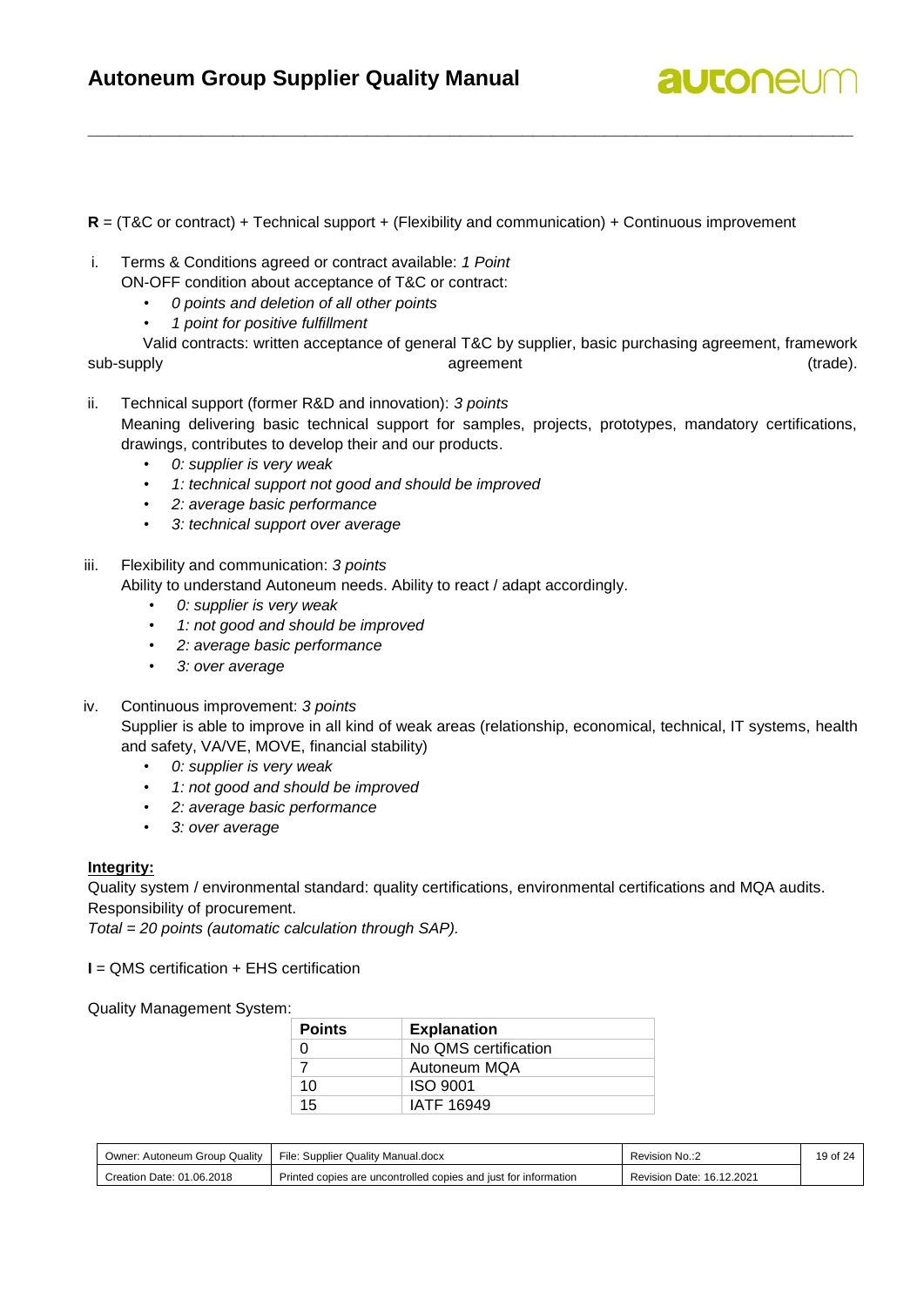**R** = (T&C or contract) + Technical support + (Flexibility and communication) + Continuous improvement

i. Terms & Conditions agreed or contract available: *1 Point*
   ON-OFF condition about acceptance of T&C or contract:
   - *0 points and deletion of all other points*
   - *1 point for positive fulfillment*

   Valid contracts: written acceptance of general T&C by supplier, basic purchasing agreement, framework sub-supply agreement (trade).

ii. Technical support (former R&D and innovation): *3 points*
   Meaning delivering basic technical support for samples, projects, prototypes, mandatory certifications, drawings, contributes to develop their and our products.
   - *0: supplier is very weak*
   - *1: technical support not good and should be improved*
   - *2: average basic performance*
   - *3: technical support over average*

iii. Flexibility and communication: *3 points*
   Ability to understand Autoneum needs. Ability to react / adapt accordingly.
   - *0: supplier is very weak*
   - *1: not good and should be improved*
   - *2: average basic performance*
   - *3: over average*

iv. Continuous improvement: *3 points*
   Supplier is able to improve in all kind of weak areas (relationship, economical, technical, IT systems, health and safety, VA/VE, MOVE, financial stability)
   - *0: supplier is very weak*
   - *1: not good and should be improved*
   - *2: average basic performance*
   - *3: over average*

**<u>Integrity:</u>**

Quality system / environmental standard: quality certifications, environmental certifications and MQA audits. Responsibility of procurement.

*Total = 20 points (automatic calculation through SAP).*

**I** = QMS certification + EHS certification

Quality Management System:

| Points | Explanation |
|---|---|
| 0 | No QMS certification |
| 7 | Autoneum MQA |
| 10 | ISO 9001 |
| 15 | IATF 16949 |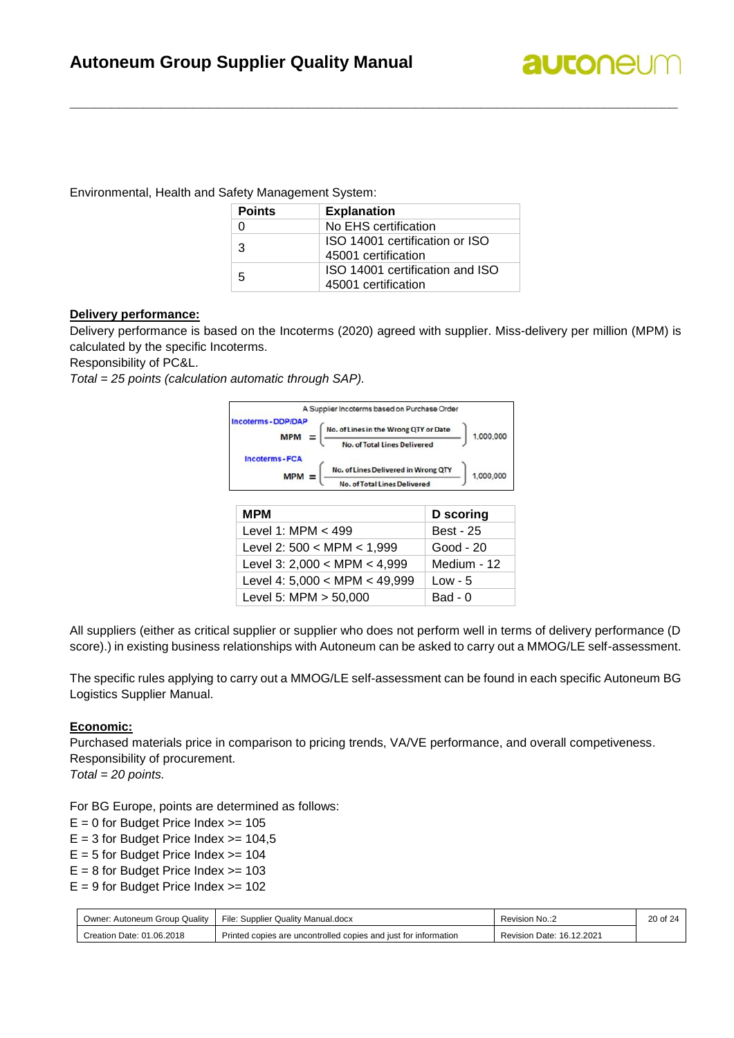Environmental, Health and Safety Management System:

| Points | Explanation |
|---|---|
| 0 | No EHS certification |
| 3 | ISO 14001 certification or ISO 45001 certification |
| 5 | ISO 14001 certification and ISO 45001 certification |

**Delivery performance:**

Delivery performance is based on the Incoterms (2020) agreed with supplier. Miss-delivery per million (MPM) is calculated by the specific Incoterms.

Responsibility of PC&L.

*Total = 25 points (calculation automatic through SAP).*

A Supplier Incoterms based on Purchase Order

Incoterms - DDP/DAP

$$MPM = \left( \frac{\text{No. of Lines in the Wrong QTY or Date}}{\text{No. of Total Lines Delivered}} \right) 1{,}000{,}000$$

Incoterms - FCA

$$MPM = \left( \frac{\text{No. of Lines Delivered in Wrong QTY}}{\text{No. of Total Lines Delivered}} \right) 1{,}000{,}000$$

| MPM | D scoring |
|---|---|
| Level 1: MPM < 499 | Best - 25 |
| Level 2: 500 < MPM < 1,999 | Good - 20 |
| Level 3: 2,000 < MPM < 4,999 | Medium - 12 |
| Level 4: 5,000 < MPM < 49,999 | Low - 5 |
| Level 5: MPM > 50,000 | Bad - 0 |

All suppliers (either as critical supplier or supplier who does not perform well in terms of delivery performance (D score).) in existing business relationships with Autoneum can be asked to carry out a MMOG/LE self-assessment.

The specific rules applying to carry out a MMOG/LE self-assessment can be found in each specific Autoneum BG Logistics Supplier Manual.

**Economic:**

Purchased materials price in comparison to pricing trends, VA/VE performance, and overall competiveness.

Responsibility of procurement.

*Total = 20 points.*

For BG Europe, points are determined as follows:

E = 0 for Budget Price Index >= 105

E = 3 for Budget Price Index >= 104,5

E = 5 for Budget Price Index >= 104

E = 8 for Budget Price Index >= 103

E = 9 for Budget Price Index >= 102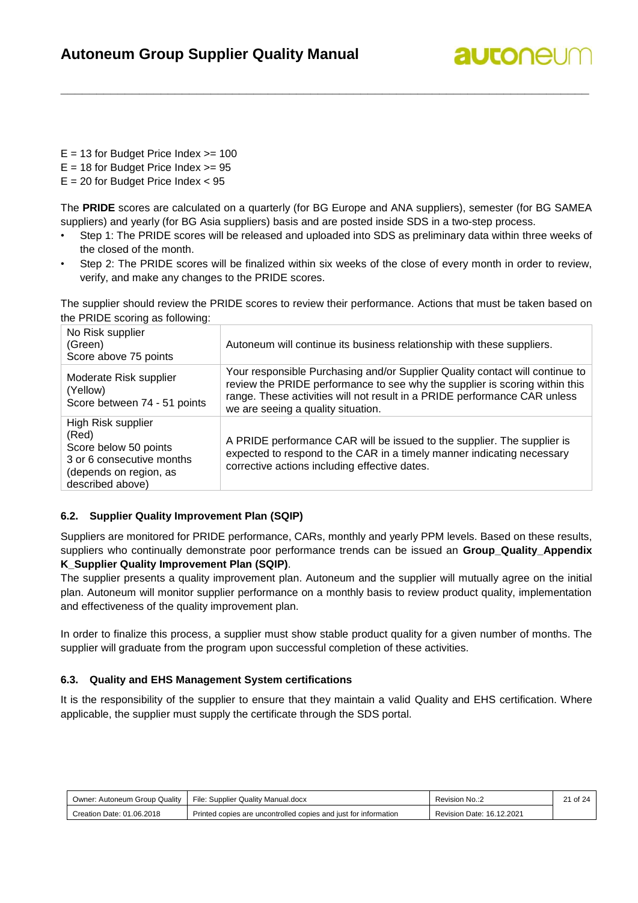E = 13 for Budget Price Index >= 100
E = 18 for Budget Price Index >= 95
E = 20 for Budget Price Index < 95

The **PRIDE** scores are calculated on a quarterly (for BG Europe and ANA suppliers), semester (for BG SAMEA suppliers) and yearly (for BG Asia suppliers) basis and are posted inside SDS in a two-step process.

- Step 1: The PRIDE scores will be released and uploaded into SDS as preliminary data within three weeks of the closed of the month.
- Step 2: The PRIDE scores will be finalized within six weeks of the close of every month in order to review, verify, and make any changes to the PRIDE scores.

The supplier should review the PRIDE scores to review their performance. Actions that must be taken based on the PRIDE scoring as following:

| | |
|---|---|
| No Risk supplier (Green) Score above 75 points | Autoneum will continue its business relationship with these suppliers. |
| Moderate Risk supplier (Yellow) Score between 74 - 51 points | Your responsible Purchasing and/or Supplier Quality contact will continue to review the PRIDE performance to see why the supplier is scoring within this range. These activities will not result in a PRIDE performance CAR unless we are seeing a quality situation. |
| High Risk supplier (Red) Score below 50 points 3 or 6 consecutive months (depends on region, as described above) | A PRIDE performance CAR will be issued to the supplier. The supplier is expected to respond to the CAR in a timely manner indicating necessary corrective actions including effective dates. |

### 6.2. Supplier Quality Improvement Plan (SQIP)

Suppliers are monitored for PRIDE performance, CARs, monthly and yearly PPM levels. Based on these results, suppliers who continually demonstrate poor performance trends can be issued an **Group_Quality_Appendix K_Supplier Quality Improvement Plan (SQIP)**.
The supplier presents a quality improvement plan. Autoneum and the supplier will mutually agree on the initial plan. Autoneum will monitor supplier performance on a monthly basis to review product quality, implementation and effectiveness of the quality improvement plan.

In order to finalize this process, a supplier must show stable product quality for a given number of months. The supplier will graduate from the program upon successful completion of these activities.

### 6.3. Quality and EHS Management System certifications

It is the responsibility of the supplier to ensure that they maintain a valid Quality and EHS certification. Where applicable, the supplier must supply the certificate through the SDS portal.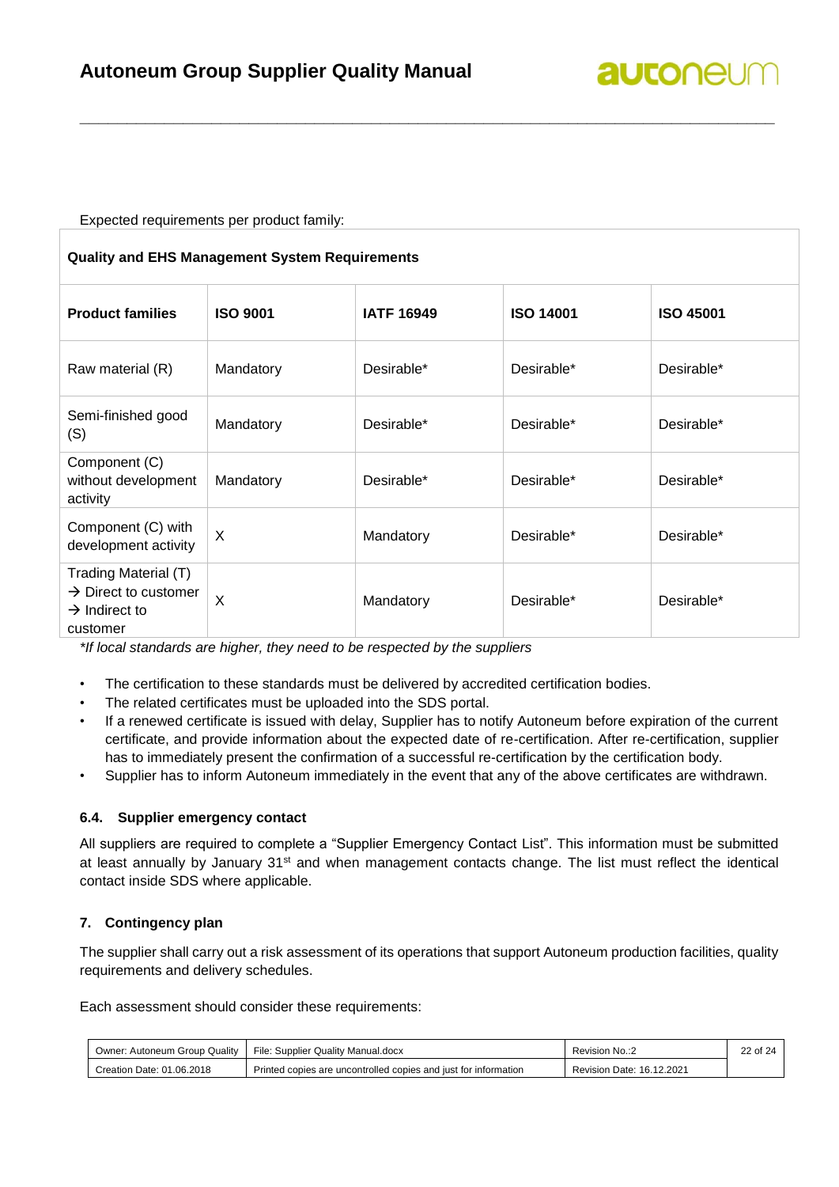Expected requirements per product family:

| Quality and EHS Management System Requirements | | | | |
|---|---|---|---|---|
| **Product families** | **ISO 9001** | **IATF 16949** | **ISO 14001** | **ISO 45001** |
| Raw material (R) | Mandatory | Desirable* | Desirable* | Desirable* |
| Semi-finished good (S) | Mandatory | Desirable* | Desirable* | Desirable* |
| Component (C) without development activity | Mandatory | Desirable* | Desirable* | Desirable* |
| Component (C) with development activity | X | Mandatory | Desirable* | Desirable* |
| Trading Material (T) → Direct to customer → Indirect to customer | X | Mandatory | Desirable* | Desirable* |

*\*If local standards are higher, they need to be respected by the suppliers*

- The certification to these standards must be delivered by accredited certification bodies.
- The related certificates must be uploaded into the SDS portal.
- If a renewed certificate is issued with delay, Supplier has to notify Autoneum before expiration of the current certificate, and provide information about the expected date of re-certification. After re-certification, supplier has to immediately present the confirmation of a successful re-certification by the certification body.
- Supplier has to inform Autoneum immediately in the event that any of the above certificates are withdrawn.

### 6.4. Supplier emergency contact

All suppliers are required to complete a "Supplier Emergency Contact List". This information must be submitted at least annually by January 31st and when management contacts change. The list must reflect the identical contact inside SDS where applicable.

## 7. Contingency plan

The supplier shall carry out a risk assessment of its operations that support Autoneum production facilities, quality requirements and delivery schedules.

Each assessment should consider these requirements: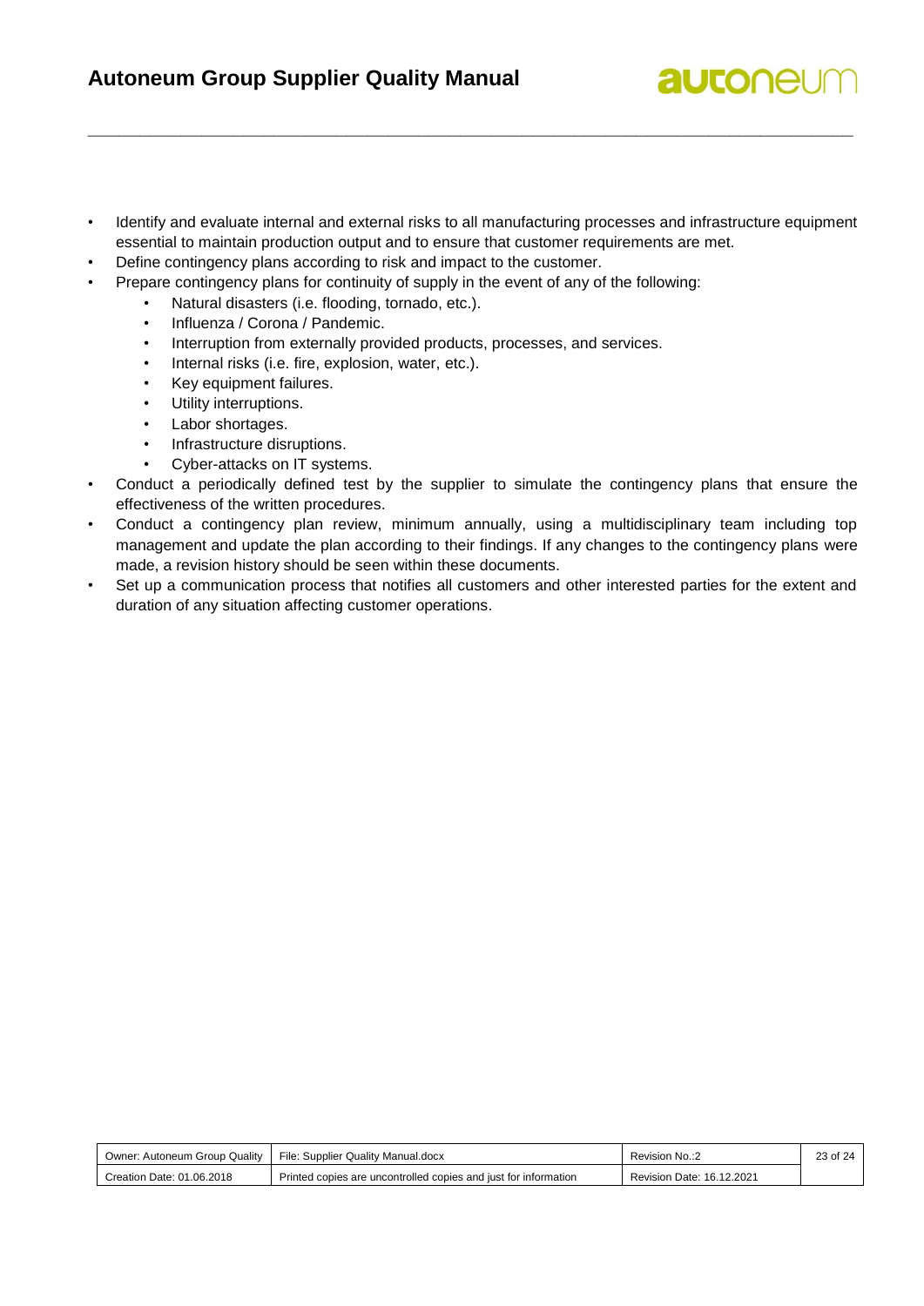- Identify and evaluate internal and external risks to all manufacturing processes and infrastructure equipment essential to maintain production output and to ensure that customer requirements are met.
- Define contingency plans according to risk and impact to the customer.
- Prepare contingency plans for continuity of supply in the event of any of the following:
    - Natural disasters (i.e. flooding, tornado, etc.).
    - Influenza / Corona / Pandemic.
    - Interruption from externally provided products, processes, and services.
    - Internal risks (i.e. fire, explosion, water, etc.).
    - Key equipment failures.
    - Utility interruptions.
    - Labor shortages.
    - Infrastructure disruptions.
    - Cyber-attacks on IT systems.
- Conduct a periodically defined test by the supplier to simulate the contingency plans that ensure the effectiveness of the written procedures.
- Conduct a contingency plan review, minimum annually, using a multidisciplinary team including top management and update the plan according to their findings. If any changes to the contingency plans were made, a revision history should be seen within these documents.
- Set up a communication process that notifies all customers and other interested parties for the extent and duration of any situation affecting customer operations.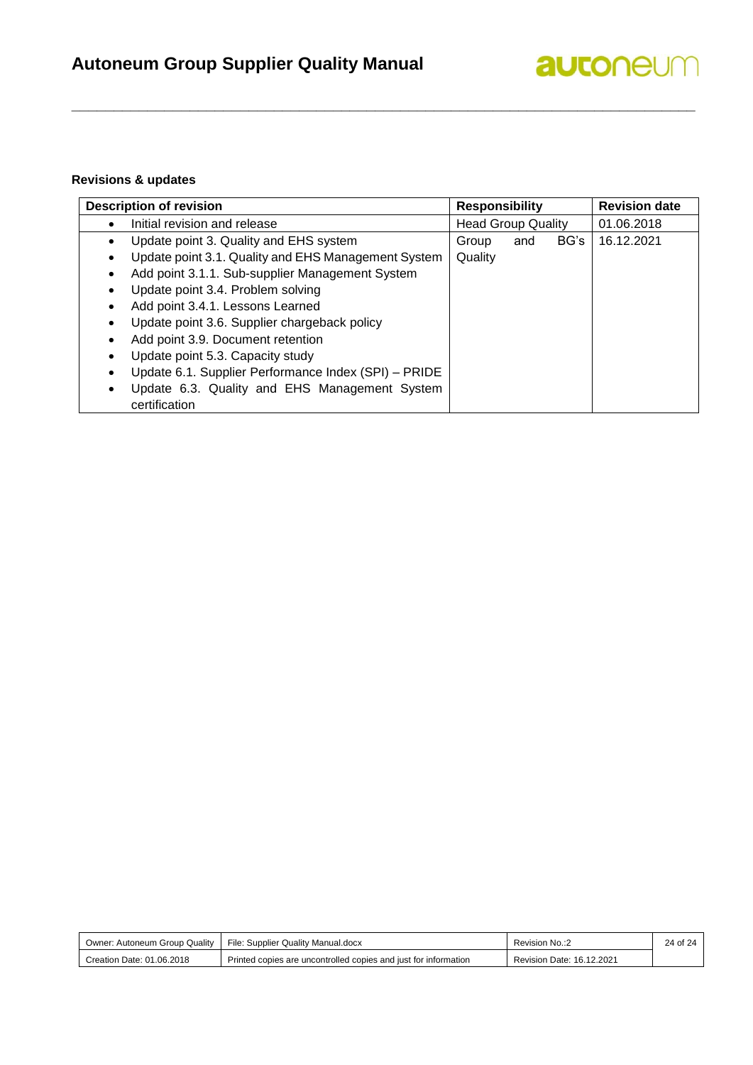**Revisions & updates**

| Description of revision | Responsibility | Revision date |
|---|---|---|
| • Initial revision and release | Head Group Quality | 01.06.2018 |
| • Update point 3. Quality and EHS system<br>• Update point 3.1. Quality and EHS Management System<br>• Add point 3.1.1. Sub-supplier Management System<br>• Update point 3.4. Problem solving<br>• Add point 3.4.1. Lessons Learned<br>• Update point 3.6. Supplier chargeback policy<br>• Add point 3.9. Document retention<br>• Update point 5.3. Capacity study<br>• Update 6.1. Supplier Performance Index (SPI) – PRIDE<br>• Update 6.3. Quality and EHS Management System certification | Group and BG's Quality | 16.12.2021 |